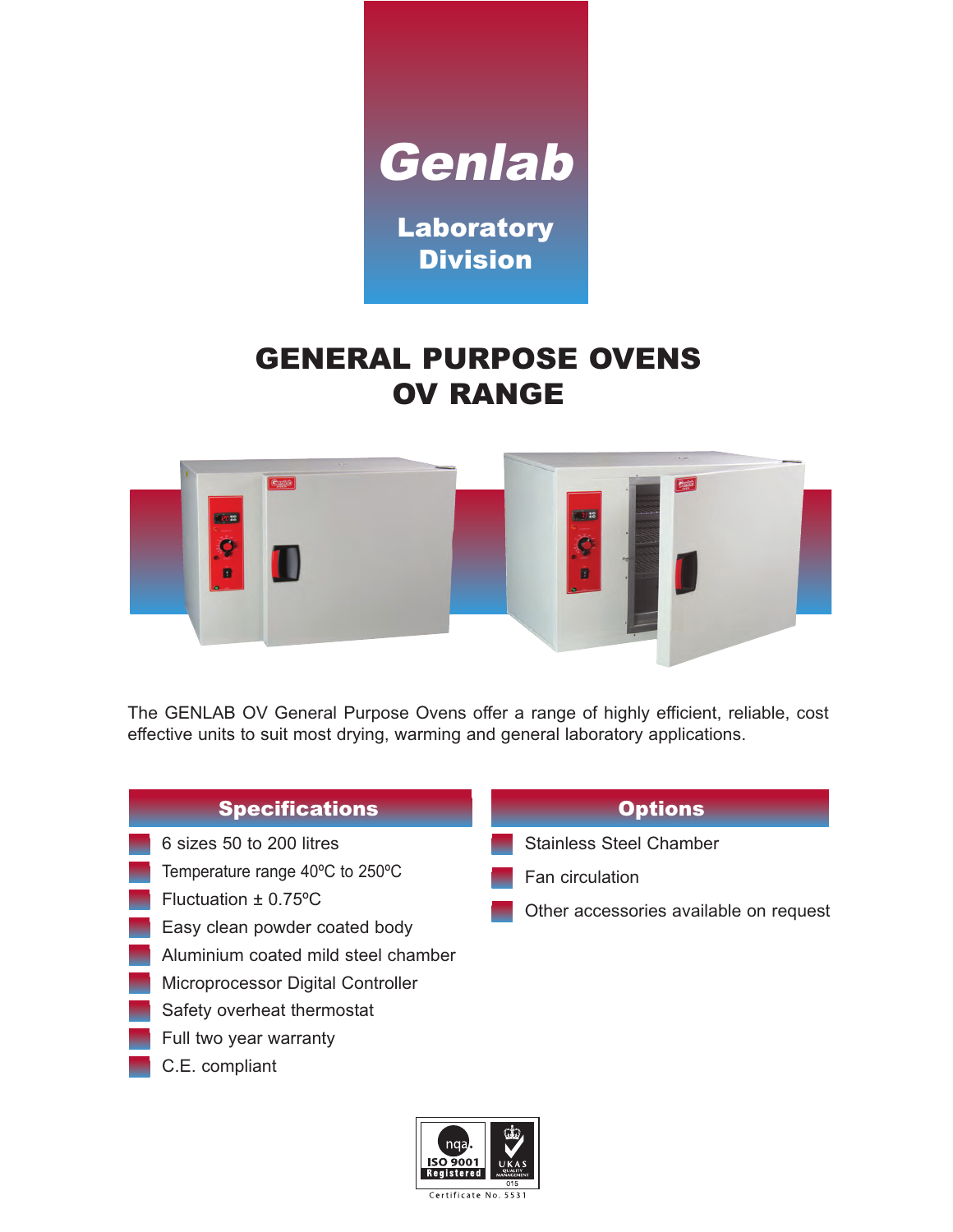# Genlab

**Laboratory Division**

# GENERAL PURPOSE OVENS
# OV RANGE

The GENLAB OV General Purpose Ovens offer a range of highly efficient, reliable, cost effective units to suit most drying, warming and general laboratory applications.

## Specifications

- 6 sizes 50 to 200 litres
- Temperature range 40ºC to 250ºC
- Fluctuation ± 0.75ºC
- Easy clean powder coated body
- Aluminium coated mild steel chamber
- Microprocessor Digital Controller
- Safety overheat thermostat
- Full two year warranty
- C.E. compliant

## Options

- Stainless Steel Chamber
- Fan circulation
- Other accessories available on request

nqa. ISO 9001 Registered — UKAS Quality Management 015

Certificate No. 5531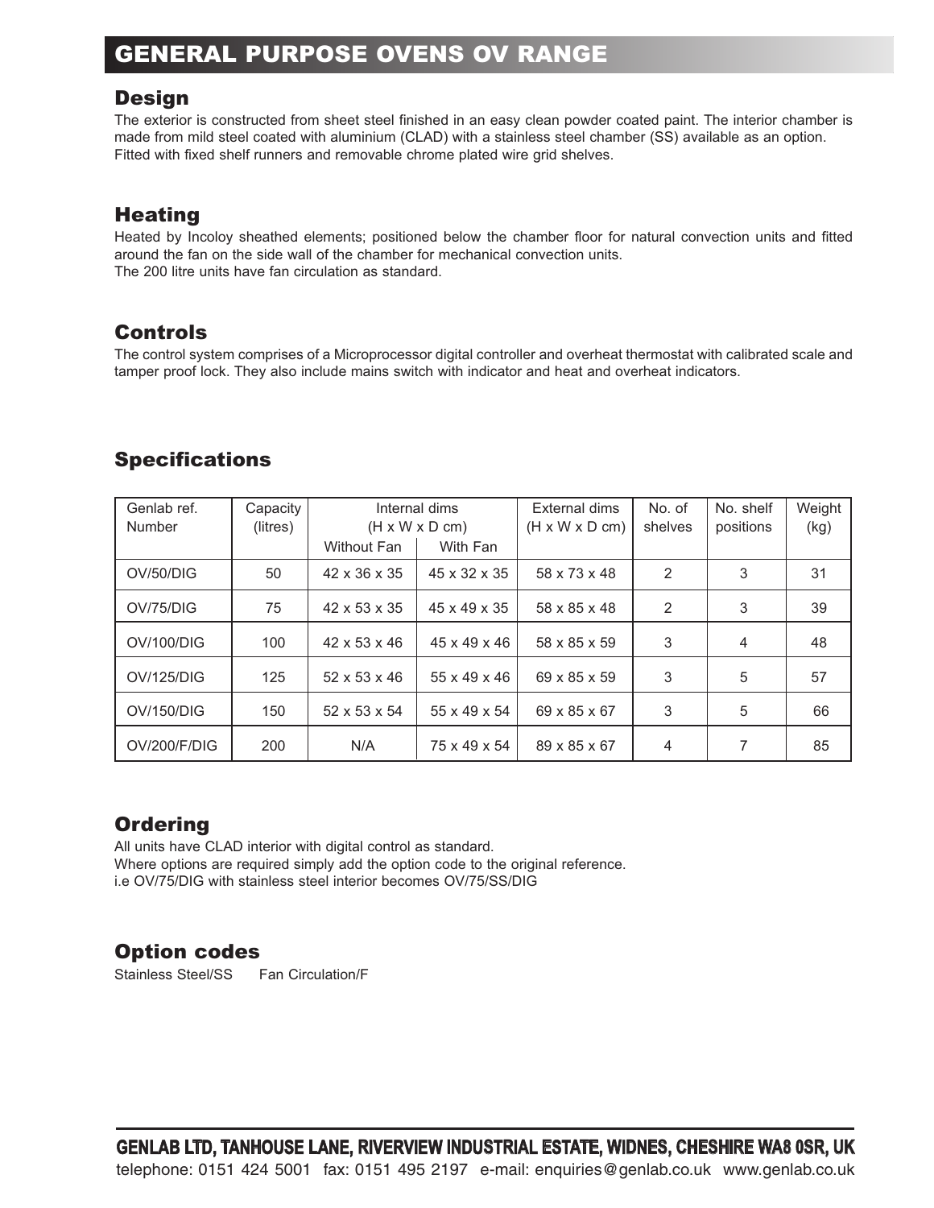# GENERAL PURPOSE OVENS OV RANGE

## Design

The exterior is constructed from sheet steel finished in an easy clean powder coated paint. The interior chamber is made from mild steel coated with aluminium (CLAD) with a stainless steel chamber (SS) available as an option. Fitted with fixed shelf runners and removable chrome plated wire grid shelves.

## Heating

Heated by Incoloy sheathed elements; positioned below the chamber floor for natural convection units and fitted around the fan on the side wall of the chamber for mechanical convection units.
The 200 litre units have fan circulation as standard.

## Controls

The control system comprises of a Microprocessor digital controller and overheat thermostat with calibrated scale and tamper proof lock. They also include mains switch with indicator and heat and overheat indicators.

## Specifications

| Genlab ref. Number | Capacity (litres) | Internal dims (H x W x D cm) | | External dims (H x W x D cm) | No. of shelves | No. shelf positions | Weight (kg) |
|---|---|---|---|---|---|---|---|
| | | Without Fan | With Fan | | | | |
| OV/50/DIG | 50 | 42 x 36 x 35 | 45 x 32 x 35 | 58 x 73 x 48 | 2 | 3 | 31 |
| OV/75/DIG | 75 | 42 x 53 x 35 | 45 x 49 x 35 | 58 x 85 x 48 | 2 | 3 | 39 |
| OV/100/DIG | 100 | 42 x 53 x 46 | 45 x 49 x 46 | 58 x 85 x 59 | 3 | 4 | 48 |
| OV/125/DIG | 125 | 52 x 53 x 46 | 55 x 49 x 46 | 69 x 85 x 59 | 3 | 5 | 57 |
| OV/150/DIG | 150 | 52 x 53 x 54 | 55 x 49 x 54 | 69 x 85 x 67 | 3 | 5 | 66 |
| OV/200/F/DIG | 200 | N/A | 75 x 49 x 54 | 89 x 85 x 67 | 4 | 7 | 85 |

## Ordering

All units have CLAD interior with digital control as standard.
Where options are required simply add the option code to the original reference.
i.e OV/75/DIG with stainless steel interior becomes OV/75/SS/DIG

## Option codes

Stainless Steel/SS  Fan Circulation/F

**GENLAB LTD, TANHOUSE LANE, RIVERVIEW INDUSTRIAL ESTATE, WIDNES, CHESHIRE WA8 0SR, UK**
telephone: 0151 424 5001 fax: 0151 495 2197 e-mail: enquiries@genlab.co.uk www.genlab.co.uk